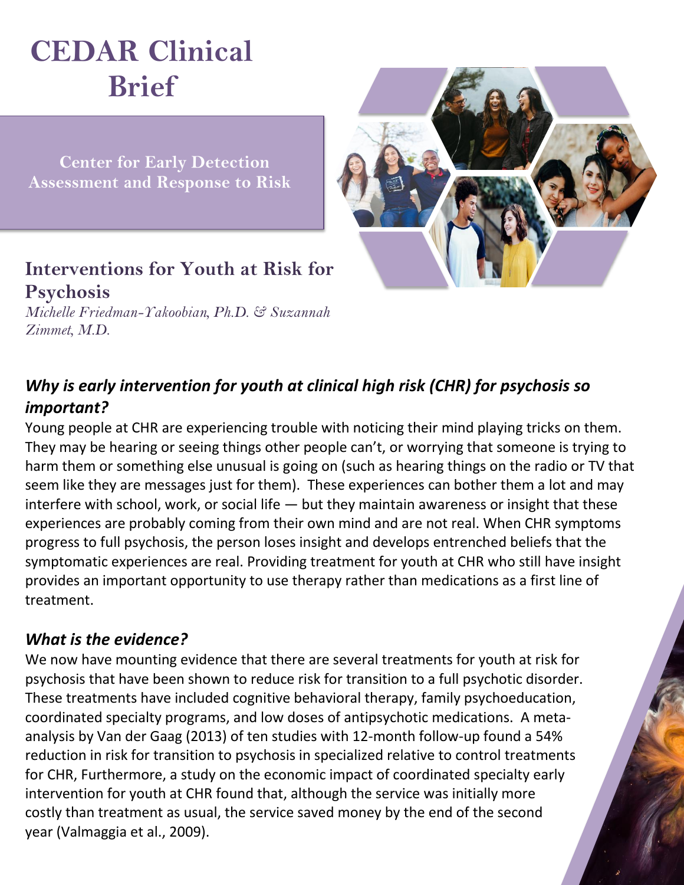# CEDAR Clinical Brief

**Center for Early Detection Assessment and Response to Risk**

## Interventions for Youth at Risk for Psychosis

*Michelle Friedman-Yakoobian, Ph.D. & Suzannah Zimmet, M.D.*

### *Why is early intervention for youth at clinical high risk (CHR) for psychosis so important?*

Young people at CHR are experiencing trouble with noticing their mind playing tricks on them. They may be hearing or seeing things other people can't, or worrying that someone is trying to harm them or something else unusual is going on (such as hearing things on the radio or TV that seem like they are messages just for them). These experiences can bother them a lot and may interfere with school, work, or social life — but they maintain awareness or insight that these experiences are probably coming from their own mind and are not real. When CHR symptoms progress to full psychosis, the person loses insight and develops entrenched beliefs that the symptomatic experiences are real. Providing treatment for youth at CHR who still have insight provides an important opportunity to use therapy rather than medications as a first line of treatment.

### *What is the evidence?*

We now have mounting evidence that there are several treatments for youth at risk for psychosis that have been shown to reduce risk for transition to a full psychotic disorder. These treatments have included cognitive behavioral therapy, family psychoeducation, coordinated specialty programs, and low doses of antipsychotic medications. A meta-analysis by Van der Gaag (2013) of ten studies with 12-month follow-up found a 54% reduction in risk for transition to psychosis in specialized relative to control treatments for CHR, Furthermore, a study on the economic impact of coordinated specialty early intervention for youth at CHR found that, although the service was initially more costly than treatment as usual, the service saved money by the end of the second year (Valmaggia et al., 2009).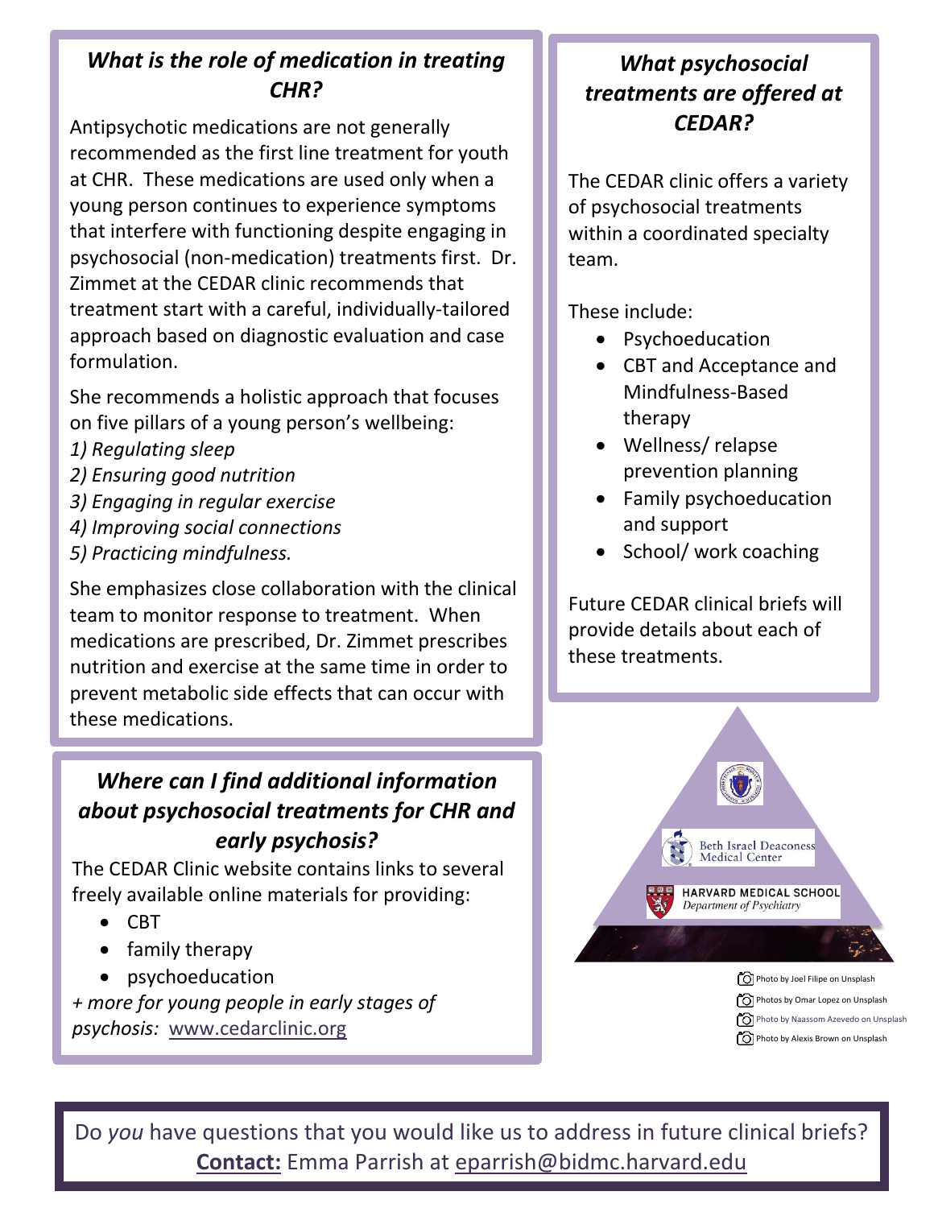## *What is the role of medication in treating CHR?*

Antipsychotic medications are not generally recommended as the first line treatment for youth at CHR. These medications are used only when a young person continues to experience symptoms that interfere with functioning despite engaging in psychosocial (non-medication) treatments first. Dr. Zimmet at the CEDAR clinic recommends that treatment start with a careful, individually-tailored approach based on diagnostic evaluation and case formulation.

She recommends a holistic approach that focuses on five pillars of a young person's wellbeing:

*1) Regulating sleep*
*2) Ensuring good nutrition*
*3) Engaging in regular exercise*
*4) Improving social connections*
*5) Practicing mindfulness.*

She emphasizes close collaboration with the clinical team to monitor response to treatment. When medications are prescribed, Dr. Zimmet prescribes nutrition and exercise at the same time in order to prevent metabolic side effects that can occur with these medications.

## *Where can I find additional information about psychosocial treatments for CHR and early psychosis?*

The CEDAR Clinic website contains links to several freely available online materials for providing:

- CBT
- family therapy
- psychoeducation

*+ more for young people in early stages of psychosis:* www.cedarclinic.org

## *What psychosocial treatments are offered at CEDAR?*

The CEDAR clinic offers a variety of psychosocial treatments within a coordinated specialty team.

These include:

- Psychoeducation
- CBT and Acceptance and Mindfulness-Based therapy
- Wellness/ relapse prevention planning
- Family psychoeducation and support
- School/ work coaching

Future CEDAR clinical briefs will provide details about each of these treatments.

Beth Israel Deaconess Medical Center

HARVARD MEDICAL SCHOOL
*Department of Psychiatry*

Photo by Joel Filipe on Unsplash
Photos by Omar Lopez on Unsplash
Photo by Naassom Azevedo on Unsplash
Photo by Alexis Brown on Unsplash

Do *you* have questions that you would like us to address in future clinical briefs? **Contact:** Emma Parrish at eparrish@bidmc.harvard.edu